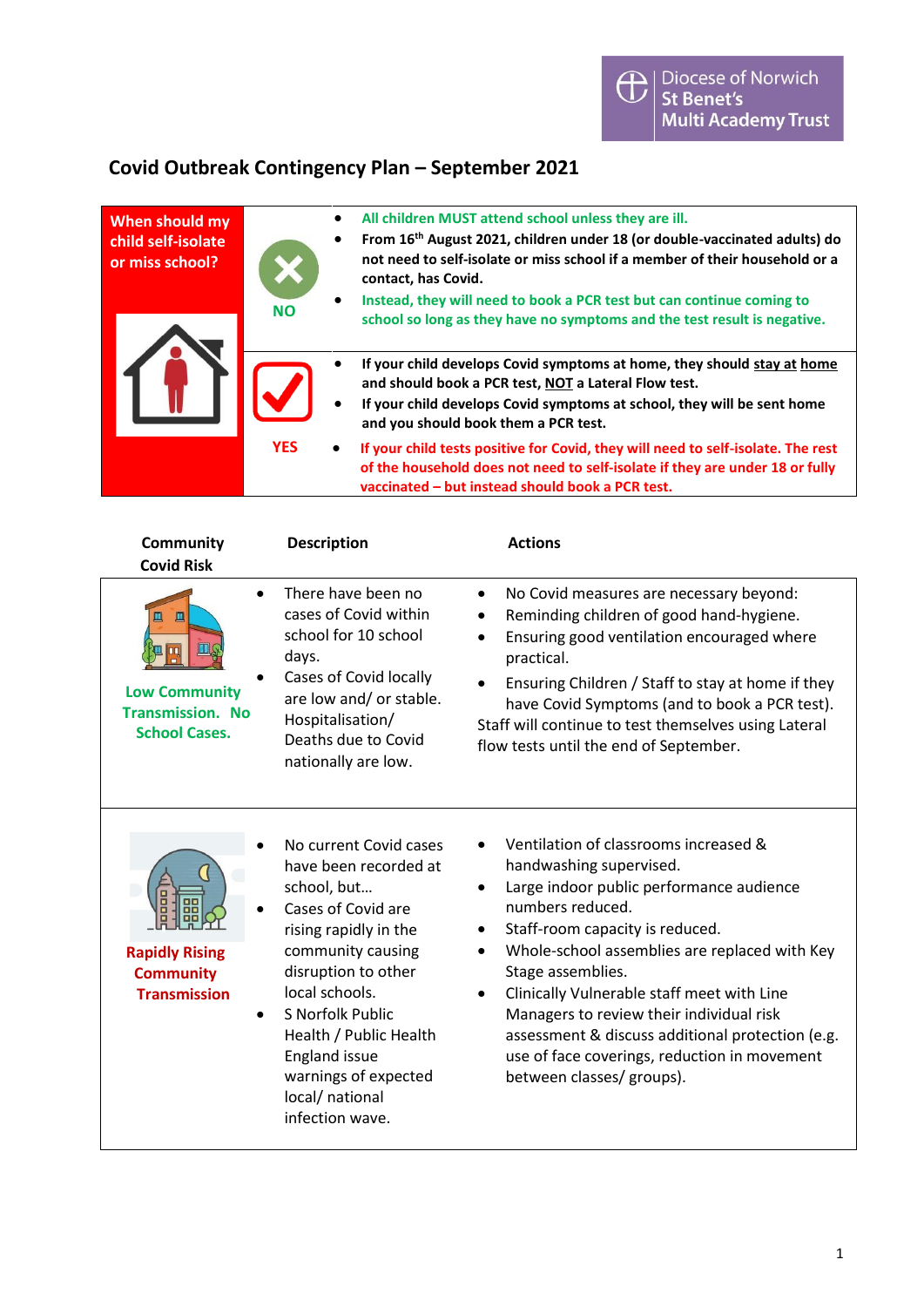Diocese of Norwich
St Benet's
Multi Academy Trust

# Covid Outbreak Contingency Plan – September 2021

| When should my child self-isolate or miss school? | | |
|---|---|---|
| | NO | • **All children MUST attend school unless they are ill.**<br>• **From 16th August 2021, children under 18 (or double-vaccinated adults) do not need to self-isolate or miss school if a member of their household or a contact, has Covid.**<br>• **Instead, they will need to book a PCR test but can continue coming to school so long as they have no symptoms and the test result is negative.** |
| | YES | • **If your child develops Covid symptoms at home, they should stay at home and should book a PCR test, NOT a Lateral Flow test.**<br>• **If your child develops Covid symptoms at school, they will be sent home and you should book them a PCR test.**<br>• **If your child tests positive for Covid, they will need to self-isolate. The rest of the household does not need to self-isolate if they are under 18 or fully vaccinated – but instead should book a PCR test.** |

| Community Covid Risk | Description | Actions |
|---|---|---|
| **Low Community Transmission. No School Cases.** | • There have been no cases of Covid within school for 10 school days.<br>• Cases of Covid locally are low and/ or stable. Hospitalisation/ Deaths due to Covid nationally are low. | • No Covid measures are necessary beyond:<br>• Reminding children of good hand-hygiene.<br>• Ensuring good ventilation encouraged where practical.<br>• Ensuring Children / Staff to stay at home if they have Covid Symptoms (and to book a PCR test).<br>Staff will continue to test themselves using Lateral flow tests until the end of September. |
| **Rapidly Rising Community Transmission** | • No current Covid cases have been recorded at school, but…<br>• Cases of Covid are rising rapidly in the community causing disruption to other local schools.<br>• S Norfolk Public Health / Public Health England issue warnings of expected local/ national infection wave. | • Ventilation of classrooms increased & handwashing supervised.<br>• Large indoor public performance audience numbers reduced.<br>• Staff-room capacity is reduced.<br>• Whole-school assemblies are replaced with Key Stage assemblies.<br>• Clinically Vulnerable staff meet with Line Managers to review their individual risk assessment & discuss additional protection (e.g. use of face coverings, reduction in movement between classes/ groups). |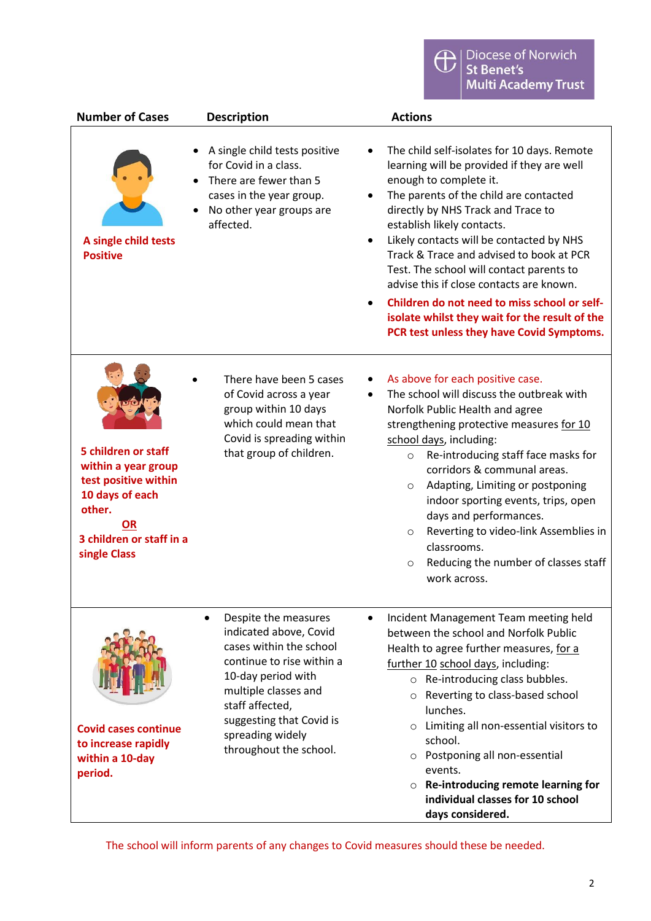Diocese of Norwich
St Benet's
Multi Academy Trust

| Number of Cases | Description | Actions |
|---|---|---|
| **A single child tests Positive** | <ul><li>A single child tests positive for Covid in a class.</li><li>There are fewer than 5 cases in the year group.</li><li>No other year groups are affected.</li></ul> | <ul><li>The child self-isolates for 10 days. Remote learning will be provided if they are well enough to complete it.</li><li>The parents of the child are contacted directly by NHS Track and Trace to establish likely contacts.</li><li>Likely contacts will be contacted by NHS Track & Trace and advised to book at PCR Test. The school will contact parents to advise this if close contacts are known.</li><li>**Children do not need to miss school or self-isolate whilst they wait for the result of the PCR test unless they have Covid Symptoms.**</li></ul> |
| **5 children or staff within a year group test positive within 10 days of each other.** **OR** **3 children or staff in a single Class** | <ul><li>There have been 5 cases of Covid across a year group within 10 days which could mean that Covid is spreading within that group of children.</li></ul> | <ul><li>As above for each positive case.</li><li>The school will discuss the outbreak with Norfolk Public Health and agree strengthening protective measures for 10 school days, including:<ul><li>Re-introducing staff face masks for corridors & communal areas.</li><li>Adapting, Limiting or postponing indoor sporting events, trips, open days and performances.</li><li>Reverting to video-link Assemblies in classrooms.</li><li>Reducing the number of classes staff work across.</li></ul></li></ul> |
| **Covid cases continue to increase rapidly within a 10-day period.** | <ul><li>Despite the measures indicated above, Covid cases within the school continue to rise within a 10-day period with multiple classes and staff affected, suggesting that Covid is spreading widely throughout the school.</li></ul> | <ul><li>Incident Management Team meeting held between the school and Norfolk Public Health to agree further measures, for a further 10 school days, including:<ul><li>Re-introducing class bubbles.</li><li>Reverting to class-based school lunches.</li><li>Limiting all non-essential visitors to school.</li><li>Postponing all non-essential events.</li><li>**Re-introducing remote learning for individual classes for 10 school days considered.**</li></ul></li></ul> |

The school will inform parents of any changes to Covid measures should these be needed.